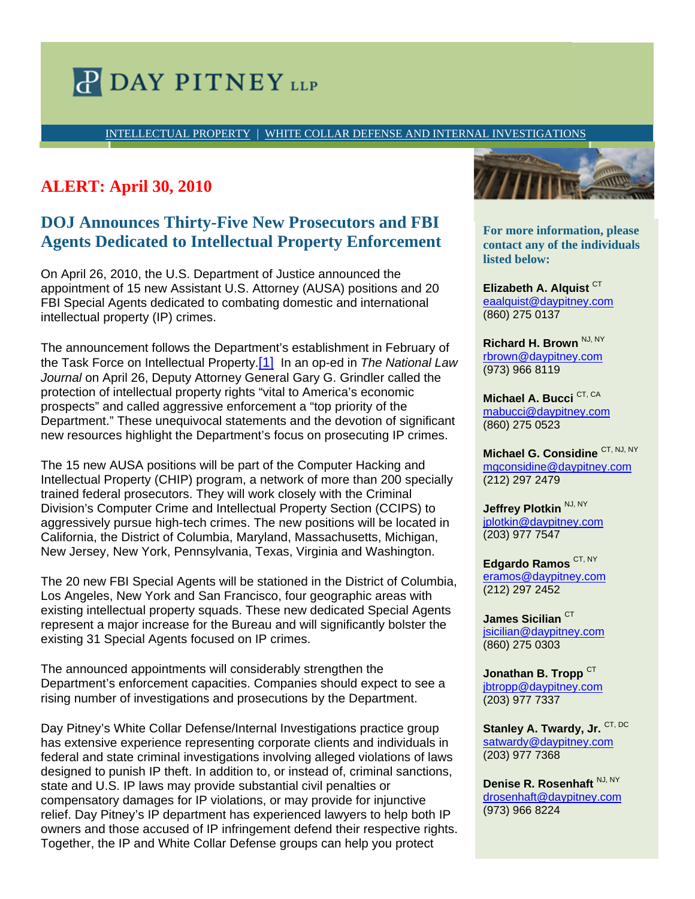# DAY PITNEY LLP

INTELLECTUAL PROPERTY | WHITE COLLAR DEFENSE AND INTERNAL INVESTIGATIONS

## ALERT: April 30, 2010

## DOJ Announces Thirty-Five New Prosecutors and FBI Agents Dedicated to Intellectual Property Enforcement

On April 26, 2010, the U.S. Department of Justice announced the appointment of 15 new Assistant U.S. Attorney (AUSA) positions and 20 FBI Special Agents dedicated to combating domestic and international intellectual property (IP) crimes.

The announcement follows the Department's establishment in February of the Task Force on Intellectual Property.[1] In an op-ed in *The National Law Journal* on April 26, Deputy Attorney General Gary G. Grindler called the protection of intellectual property rights "vital to America's economic prospects" and called aggressive enforcement a "top priority of the Department." These unequivocal statements and the devotion of significant new resources highlight the Department's focus on prosecuting IP crimes.

The 15 new AUSA positions will be part of the Computer Hacking and Intellectual Property (CHIP) program, a network of more than 200 specially trained federal prosecutors. They will work closely with the Criminal Division's Computer Crime and Intellectual Property Section (CCIPS) to aggressively pursue high-tech crimes. The new positions will be located in California, the District of Columbia, Maryland, Massachusetts, Michigan, New Jersey, New York, Pennsylvania, Texas, Virginia and Washington.

The 20 new FBI Special Agents will be stationed in the District of Columbia, Los Angeles, New York and San Francisco, four geographic areas with existing intellectual property squads. These new dedicated Special Agents represent a major increase for the Bureau and will significantly bolster the existing 31 Special Agents focused on IP crimes.

The announced appointments will considerably strengthen the Department's enforcement capacities. Companies should expect to see a rising number of investigations and prosecutions by the Department.

Day Pitney's White Collar Defense/Internal Investigations practice group has extensive experience representing corporate clients and individuals in federal and state criminal investigations involving alleged violations of laws designed to punish IP theft. In addition to, or instead of, criminal sanctions, state and U.S. IP laws may provide substantial civil penalties or compensatory damages for IP violations, or may provide for injunctive relief. Day Pitney's IP department has experienced lawyers to help both IP owners and those accused of IP infringement defend their respective rights. Together, the IP and White Collar Defense groups can help you protect

**For more information, please contact any of the individuals listed below:**

**Elizabeth A. Alquist** CT
eaalquist@daypitney.com
(860) 275 0137

**Richard H. Brown** NJ, NY
rbrown@daypitney.com
(973) 966 8119

**Michael A. Bucci** CT, CA
mabucci@daypitney.com
(860) 275 0523

**Michael G. Considine** CT, NJ, NY
mgconsidine@daypitney.com
(212) 297 2479

**Jeffrey Plotkin** NJ, NY
jplotkin@daypitney.com
(203) 977 7547

**Edgardo Ramos** CT, NY
eramos@daypitney.com
(212) 297 2452

**James Sicilian** CT
jsicilian@daypitney.com
(860) 275 0303

**Jonathan B. Tropp** CT
jbtropp@daypitney.com
(203) 977 7337

**Stanley A. Twardy, Jr.** CT, DC
satwardy@daypitney.com
(203) 977 7368

**Denise R. Rosenhaft** NJ, NY
drosenhaft@daypitney.com
(973) 966 8224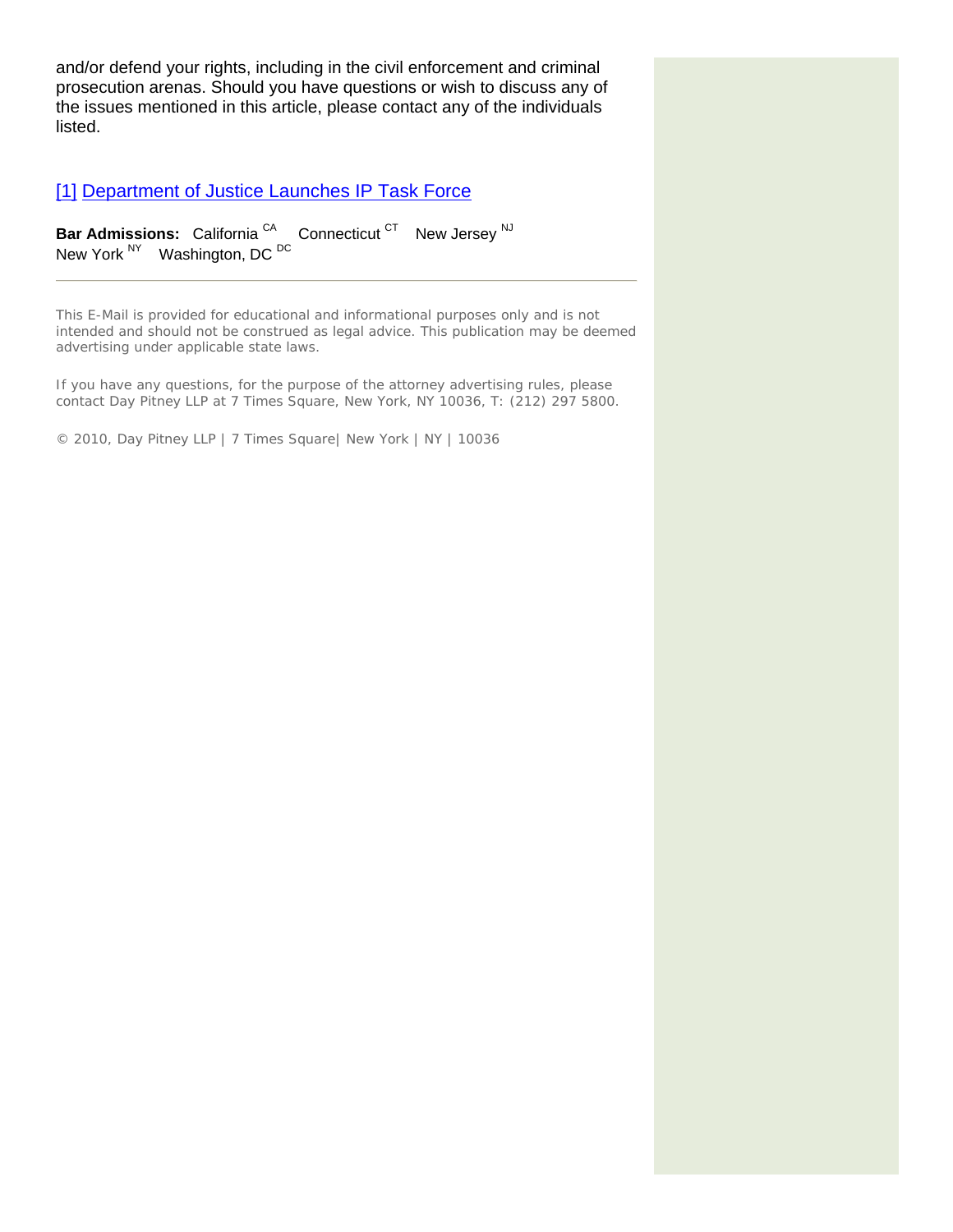and/or defend your rights, including in the civil enforcement and criminal prosecution arenas. Should you have questions or wish to discuss any of the issues mentioned in this article, please contact any of the individuals listed.

[1] Department of Justice Launches IP Task Force

**Bar Admissions:** California CA Connecticut CT New Jersey NJ New York NY Washington, DC DC

---

This E-Mail is provided for educational and informational purposes only and is not intended and should not be construed as legal advice. This publication may be deemed advertising under applicable state laws.

If you have any questions, for the purpose of the attorney advertising rules, please contact Day Pitney LLP at 7 Times Square, New York, NY 10036, T: (212) 297 5800.

© 2010, Day Pitney LLP | 7 Times Square| New York | NY | 10036